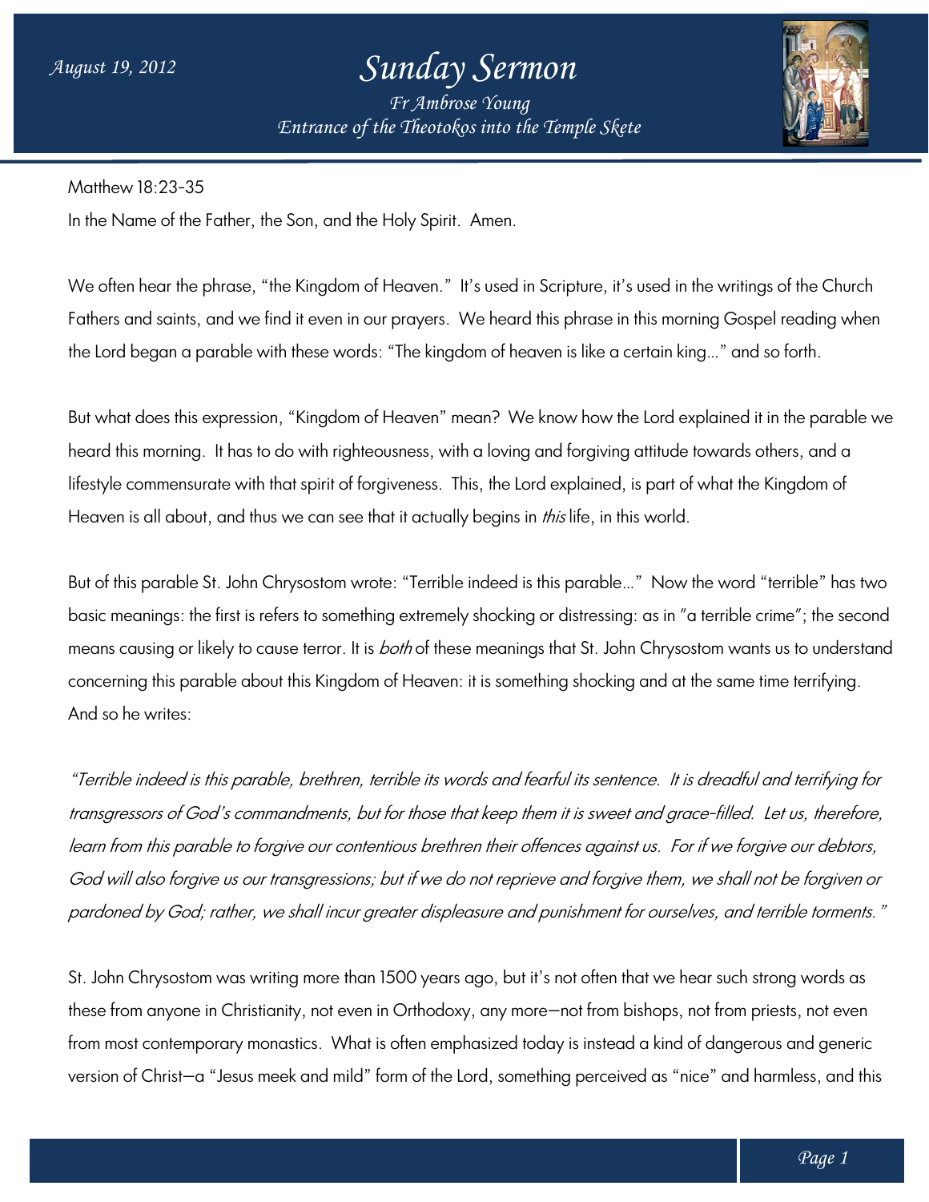# Sunday Sermon

*August 19, 2012*

*Fr Ambrose Young*
*Entrance of the Theotokos into the Temple Skete*

Matthew 18:23-35

In the Name of the Father, the Son, and the Holy Spirit. Amen.

We often hear the phrase, "the Kingdom of Heaven." It's used in Scripture, it's used in the writings of the Church Fathers and saints, and we find it even in our prayers. We heard this phrase in this morning Gospel reading when the Lord began a parable with these words: "The kingdom of heaven is like a certain king…" and so forth.

But what does this expression, "Kingdom of Heaven" mean? We know how the Lord explained it in the parable we heard this morning. It has to do with righteousness, with a loving and forgiving attitude towards others, and a lifestyle commensurate with that spirit of forgiveness. This, the Lord explained, is part of what the Kingdom of Heaven is all about, and thus we can see that it actually begins in *this* life, in this world.

But of this parable St. John Chrysostom wrote: "Terrible indeed is this parable…" Now the word "terrible" has two basic meanings: the first is refers to something extremely shocking or distressing: as in "a terrible crime"; the second means causing or likely to cause terror. It is *both* of these meanings that St. John Chrysostom wants us to understand concerning this parable about this Kingdom of Heaven: it is something shocking and at the same time terrifying. And so he writes:

*"Terrible indeed is this parable, brethren, terrible its words and fearful its sentence. It is dreadful and terrifying for transgressors of God's commandments, but for those that keep them it is sweet and grace-filled. Let us, therefore, learn from this parable to forgive our contentious brethren their offences against us. For if we forgive our debtors, God will also forgive us our transgressions; but if we do not reprieve and forgive them, we shall not be forgiven or pardoned by God; rather, we shall incur greater displeasure and punishment for ourselves, and terrible torments."*

St. John Chrysostom was writing more than 1500 years ago, but it's not often that we hear such strong words as these from anyone in Christianity, not even in Orthodoxy, any more—not from bishops, not from priests, not even from most contemporary monastics. What is often emphasized today is instead a kind of dangerous and generic version of Christ—a "Jesus meek and mild" form of the Lord, something perceived as "nice" and harmless, and this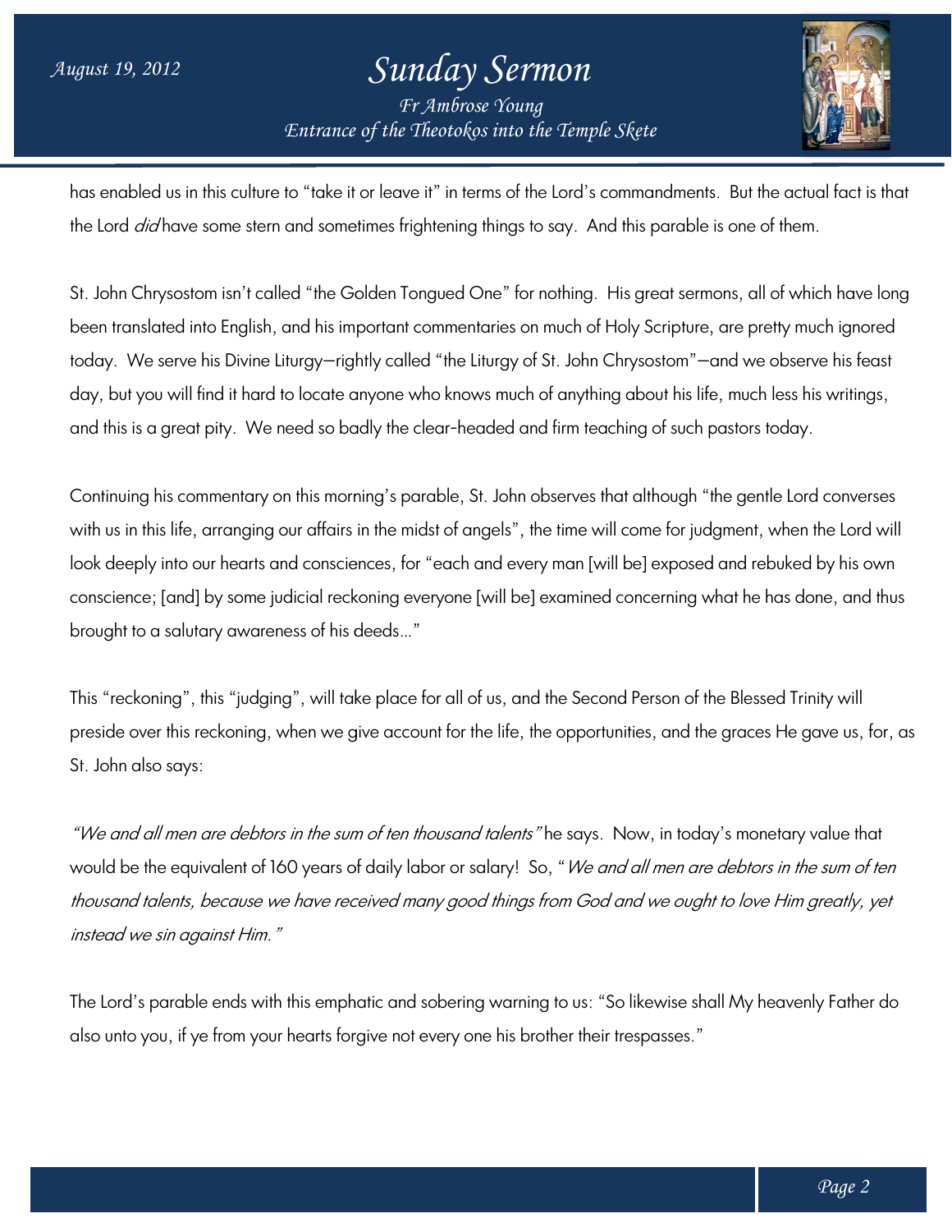has enabled us in this culture to "take it or leave it" in terms of the Lord's commandments. But the actual fact is that the Lord *did* have some stern and sometimes frightening things to say. And this parable is one of them.

St. John Chrysostom isn't called "the Golden Tongued One" for nothing. His great sermons, all of which have long been translated into English, and his important commentaries on much of Holy Scripture, are pretty much ignored today. We serve his Divine Liturgy—rightly called "the Liturgy of St. John Chrysostom"—and we observe his feast day, but you will find it hard to locate anyone who knows much of anything about his life, much less his writings, and this is a great pity. We need so badly the clear-headed and firm teaching of such pastors today.

Continuing his commentary on this morning's parable, St. John observes that although "the gentle Lord converses with us in this life, arranging our affairs in the midst of angels", the time will come for judgment, when the Lord will look deeply into our hearts and consciences, for "each and every man [will be] exposed and rebuked by his own conscience; [and] by some judicial reckoning everyone [will be] examined concerning what he has done, and thus brought to a salutary awareness of his deeds…"

This "reckoning", this "judging", will take place for all of us, and the Second Person of the Blessed Trinity will preside over this reckoning, when we give account for the life, the opportunities, and the graces He gave us, for, as St. John also says:

*"We and all men are debtors in the sum of ten thousand talents"* he says. Now, in today's monetary value that would be the equivalent of 160 years of daily labor or salary! So, "*We and all men are debtors in the sum of ten thousand talents, because we have received many good things from God and we ought to love Him greatly, yet instead we sin against Him."*

The Lord's parable ends with this emphatic and sobering warning to us: "So likewise shall My heavenly Father do also unto you, if ye from your hearts forgive not every one his brother their trespasses."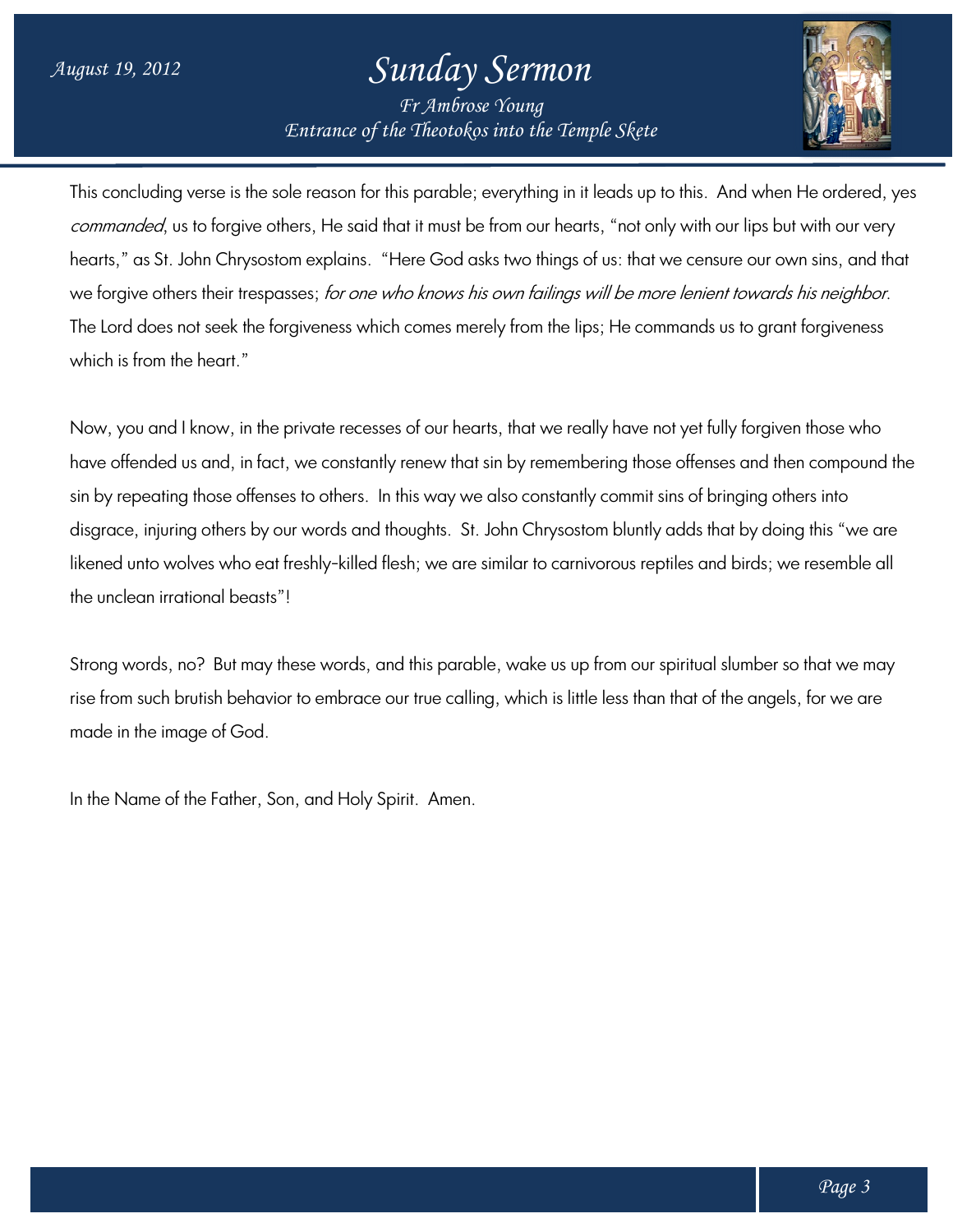This concluding verse is the sole reason for this parable; everything in it leads up to this. And when He ordered, yes *commanded*, us to forgive others, He said that it must be from our hearts, "not only with our lips but with our very hearts," as St. John Chrysostom explains. "Here God asks two things of us: that we censure our own sins, and that we forgive others their trespasses; *for one who knows his own failings will be more lenient towards his neighbor*. The Lord does not seek the forgiveness which comes merely from the lips; He commands us to grant forgiveness which is from the heart."

Now, you and I know, in the private recesses of our hearts, that we really have not yet fully forgiven those who have offended us and, in fact, we constantly renew that sin by remembering those offenses and then compound the sin by repeating those offenses to others. In this way we also constantly commit sins of bringing others into disgrace, injuring others by our words and thoughts. St. John Chrysostom bluntly adds that by doing this "we are likened unto wolves who eat freshly-killed flesh; we are similar to carnivorous reptiles and birds; we resemble all the unclean irrational beasts"!

Strong words, no? But may these words, and this parable, wake us up from our spiritual slumber so that we may rise from such brutish behavior to embrace our true calling, which is little less than that of the angels, for we are made in the image of God.

In the Name of the Father, Son, and Holy Spirit. Amen.